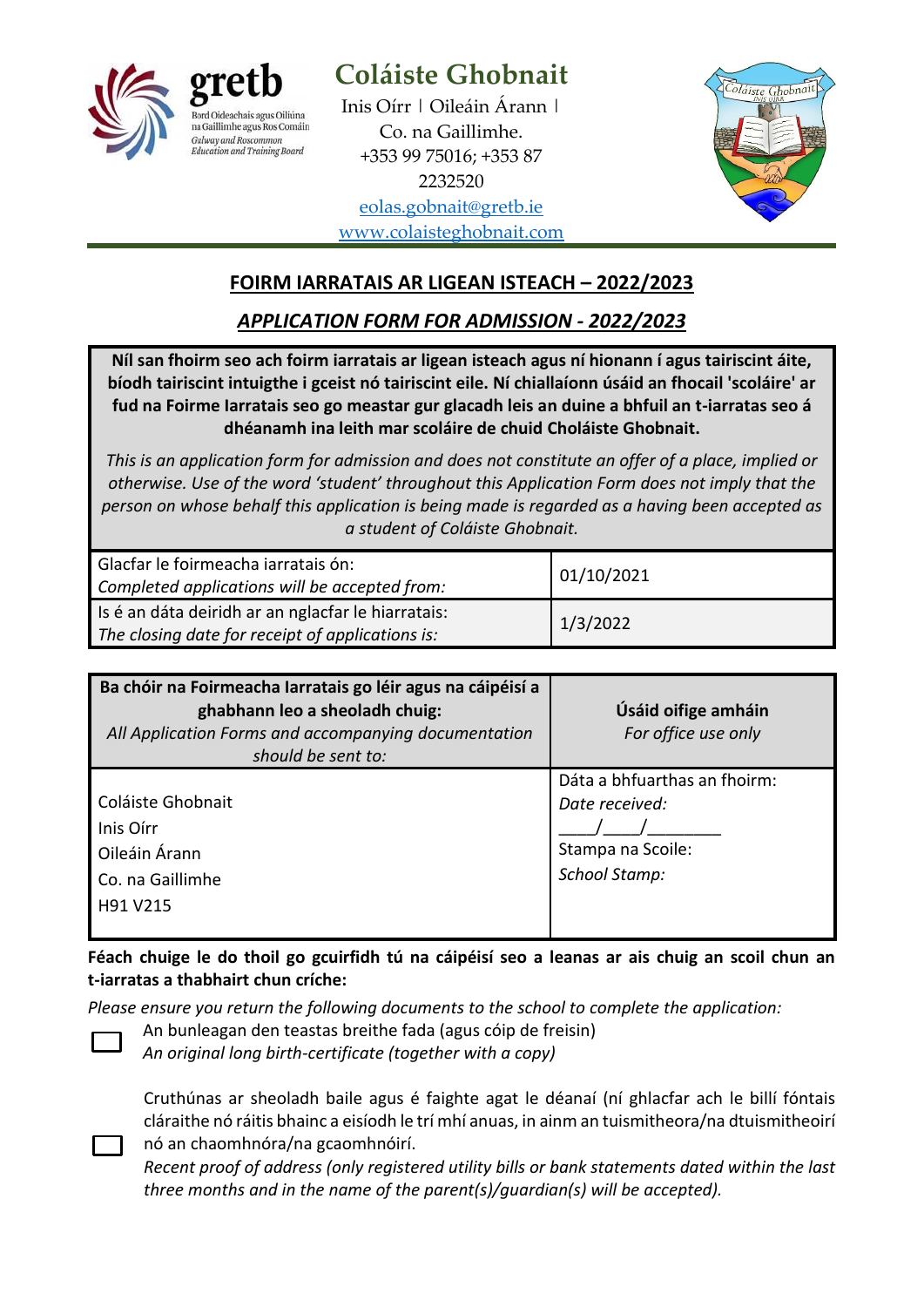gretb
Bord Oideachais agus Oiliúna na Gaillimhe agus Ros Comáin
Galway and Roscommon Education and Training Board

# Coláiste Ghobnait

Inis Oírr | Oileáin Árann | Co. na Gaillimhe.
+353 99 75016; +353 87 2232520
eolas.gobnait@gretb.ie
www.colaisteghobnait.com

## FOIRM IARRATAIS AR LIGEAN ISTEACH – 2022/2023

## *APPLICATION FORM FOR ADMISSION - 2022/2023*

**Níl san fhoirm seo ach foirm iarratais ar ligean isteach agus ní hionann í agus tairiscint áite, bíodh tairiscint intuigthe i gceist nó tairiscint eile. Ní chiallaíonn úsáid an fhocail 'scoláire' ar fud na Foirme Iarratais seo go meastar gur glacadh leis an duine a bhfuil an t-iarratas seo á dhéanamh ina leith mar scoláire de chuid Choláiste Ghobnait.**

*This is an application form for admission and does not constitute an offer of a place, implied or otherwise. Use of the word 'student' throughout this Application Form does not imply that the person on whose behalf this application is being made is regarded as a having been accepted as a student of Coláiste Ghobnait.*

| | |
|---|---|
| Glacfar le foirmeacha iarratais ón: *Completed applications will be accepted from:* | 01/10/2021 |
| Is é an dáta deiridh ar an nglacfar le hiarratais: *The closing date for receipt of applications is:* | 1/3/2022 |

| **Ba chóir na Foirmeacha Iarratais go léir agus na cáipéisí a ghabhann leo a sheoladh chuig:** *All Application Forms and accompanying documentation should be sent to:* | **Úsáid oifige amháin** *For office use only* |
|---|---|
| Coláiste Ghobnait<br>Inis Oírr<br>Oileáin Árann<br>Co. na Gaillimhe<br>H91 V215 | Dáta a bhfuarthas an fhoirm:<br>*Date received:*<br>\_\_\_\_/\_\_\_\_/\_\_\_\_\_\_\_\_<br>Stampa na Scoile:<br>*School Stamp:* |

**Féach chuige le do thoil go gcuirfidh tú na cáipéisí seo a leanas ar ais chuig an scoil chun an t-iarratas a thabhairt chun críche:**

*Please ensure you return the following documents to the school to complete the application:*

- ☐ An bunleagan den teastas breithe fada (agus cóip de freisin)
  *An original long birth-certificate (together with a copy)*

- ☐ Cruthúnas ar sheoladh baile agus é faighte agat le déanaí (ní ghlacfar ach le billí fóntais cláraithe nó ráitis bhainc a eisíodh le trí mhí anuas, in ainm an tuismitheora/na dtuismitheoirí nó an chaomhnóra/na gcaomhnóirí.
  *Recent proof of address (only registered utility bills or bank statements dated within the last three months and in the name of the parent(s)/guardian(s) will be accepted).*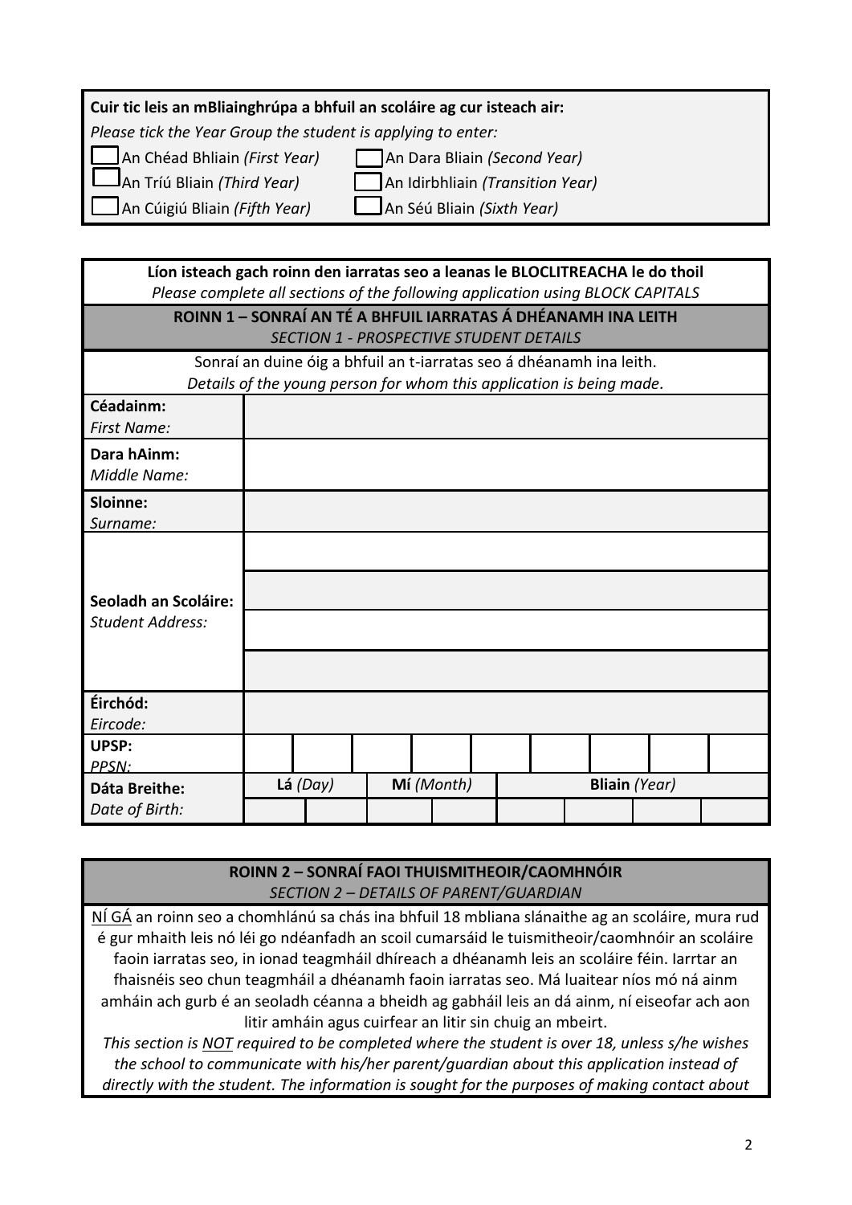**Cuir tic leis an mBliainghrúpa a bhfuil an scoláire ag cur isteach air:**
*Please tick the Year Group the student is applying to enter:*

- ☐ An Chéad Bhliain *(First Year)*
- ☐ An Dara Bliain *(Second Year)*
- ☐ An Tríú Bliain *(Third Year)*
- ☐ An Idirbhliain *(Transition Year)*
- ☐ An Cúigiú Bliain *(Fifth Year)*
- ☐ An Séú Bliain *(Sixth Year)*

**Líon isteach gach roinn den iarratas seo a leanas le BLOCLITREACHA le do thoil**
*Please complete all sections of the following application using BLOCK CAPITALS*

## ROINN 1 – SONRAÍ AN TÉ A BHFUIL IARRATAS Á DHÉANAMH INA LEITH
*SECTION 1 - PROSPECTIVE STUDENT DETAILS*

Sonraí an duine óig a bhfuil an t-iarratas seo á dhéanamh ina leith.
*Details of the young person for whom this application is being made.*

| | |
|---|---|
| **Céadainm:** *First Name:* | |
| **Dara hAinm:** *Middle Name:* | |
| **Sloinne:** *Surname:* | |
| **Seoladh an Scoláire:** *Student Address:* | |
| | |
| | |
| | |
| **Éirchód:** *Eircode:* | |
| **UPSP:** *PPSN:* | |
| **Dáta Breithe:** *Date of Birth:* | **Lá** *(Day)* / **Mí** *(Month)* / **Bliain** *(Year)* |

## ROINN 2 – SONRAÍ FAOI THUISMITHEOIR/CAOMHNÓIR
*SECTION 2 – DETAILS OF PARENT/GUARDIAN*

NÍ GÁ an roinn seo a chomhlánú sa chás ina bhfuil 18 mbliana slánaithe ag an scoláire, mura rud é gur mhaith leis nó léi go ndéanfadh an scoil cumarsáid le tuismitheoir/caomhnóir an scoláire faoin iarratas seo, in ionad teagmháil dhíreach a dhéanamh leis an scoláire féin. Iarrtar an fhaisnéis seo chun teagmháil a dhéanamh faoin iarratas seo. Má luaitear níos mó ná ainm amháin ach gurb é an seoladh céanna a bheidh ag gabháil leis an dá ainm, ní eiseofar ach aon litir amháin agus cuirfear an litir sin chuig an mbeirt.

*This section is NOT required to be completed where the student is over 18, unless s/he wishes the school to communicate with his/her parent/guardian about this application instead of directly with the student. The information is sought for the purposes of making contact about*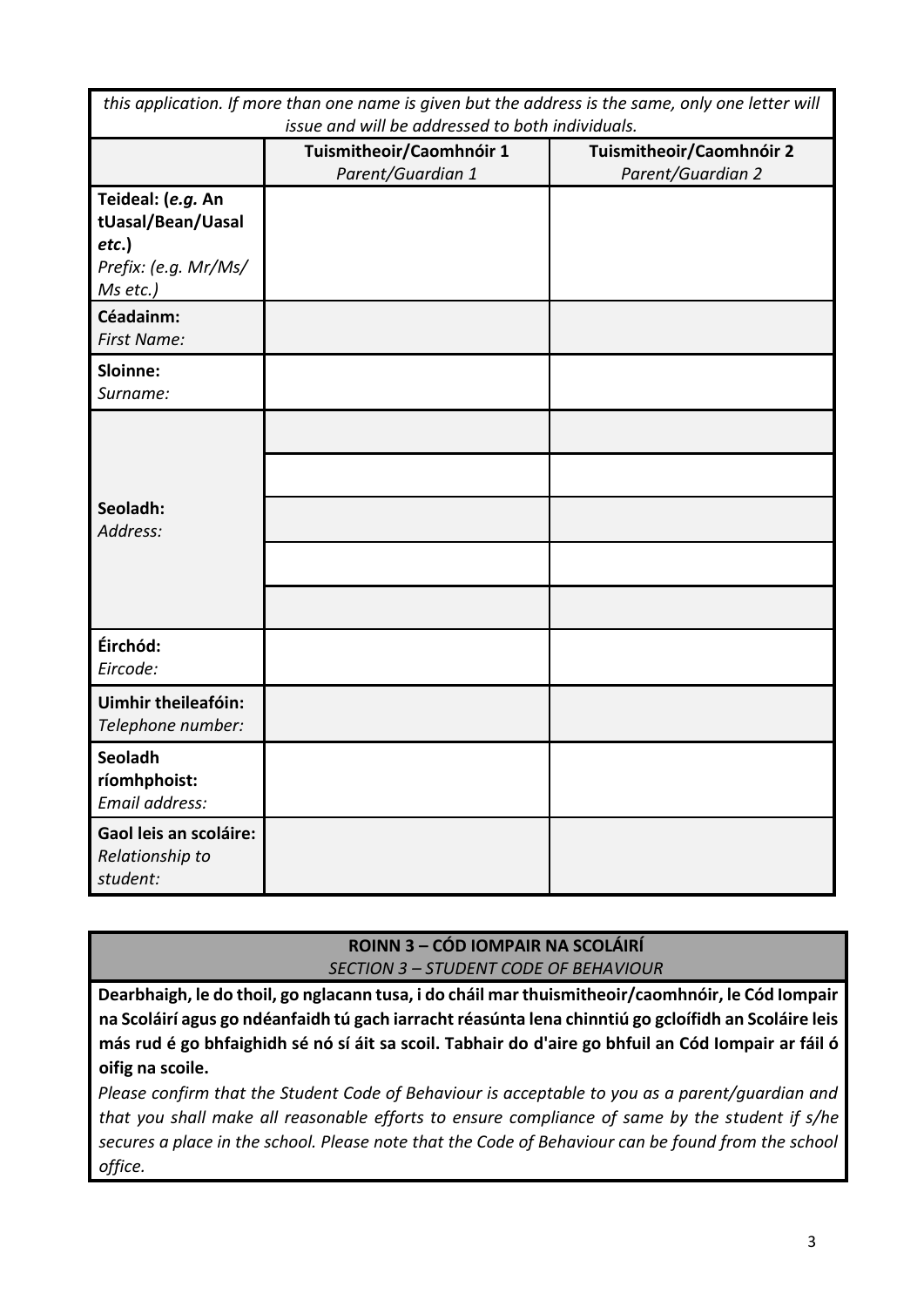| *this application. If more than one name is given but the address is the same, only one letter will issue and will be addressed to both individuals.* | | |
|---|---|---|
| | **Tuismitheoir/Caomhnóir 1** *Parent/Guardian 1* | **Tuismitheoir/Caomhnóir 2** *Parent/Guardian 2* |
| **Teideal: (*e.g.* An tUasal/Bean/Uasal *etc*.)** *Prefix: (e.g. Mr/Ms/ Ms etc.)* | | |
| **Céadainm:** *First Name:* | | |
| **Sloinne:** *Surname:* | | |
| **Seoladh:** *Address:* | | |
| | | |
| | | |
| | | |
| | | |
| **Éirchód:** *Eircode:* | | |
| **Uimhir theileafóin:** *Telephone number:* | | |
| **Seoladh ríomhphoist:** *Email address:* | | |
| **Gaol leis an scoláire:** *Relationship to student:* | | |

## ROINN 3 – CÓD IOMPAIR NA SCOLÁIRÍ
*SECTION 3 – STUDENT CODE OF BEHAVIOUR*

**Dearbhaigh, le do thoil, go nglacann tusa, i do cháil mar thuismitheoir/caomhnóir, le Cód Iompair na Scoláirí agus go ndéanfaidh tú gach iarracht réasúnta lena chinntiú go gcloífidh an Scoláire leis más rud é go bhfaighidh sé nó sí áit sa scoil. Tabhair do d'aire go bhfuil an Cód Iompair ar fáil ó oifig na scoile.**

*Please confirm that the Student Code of Behaviour is acceptable to you as a parent/guardian and that you shall make all reasonable efforts to ensure compliance of same by the student if s/he secures a place in the school. Please note that the Code of Behaviour can be found from the school office.*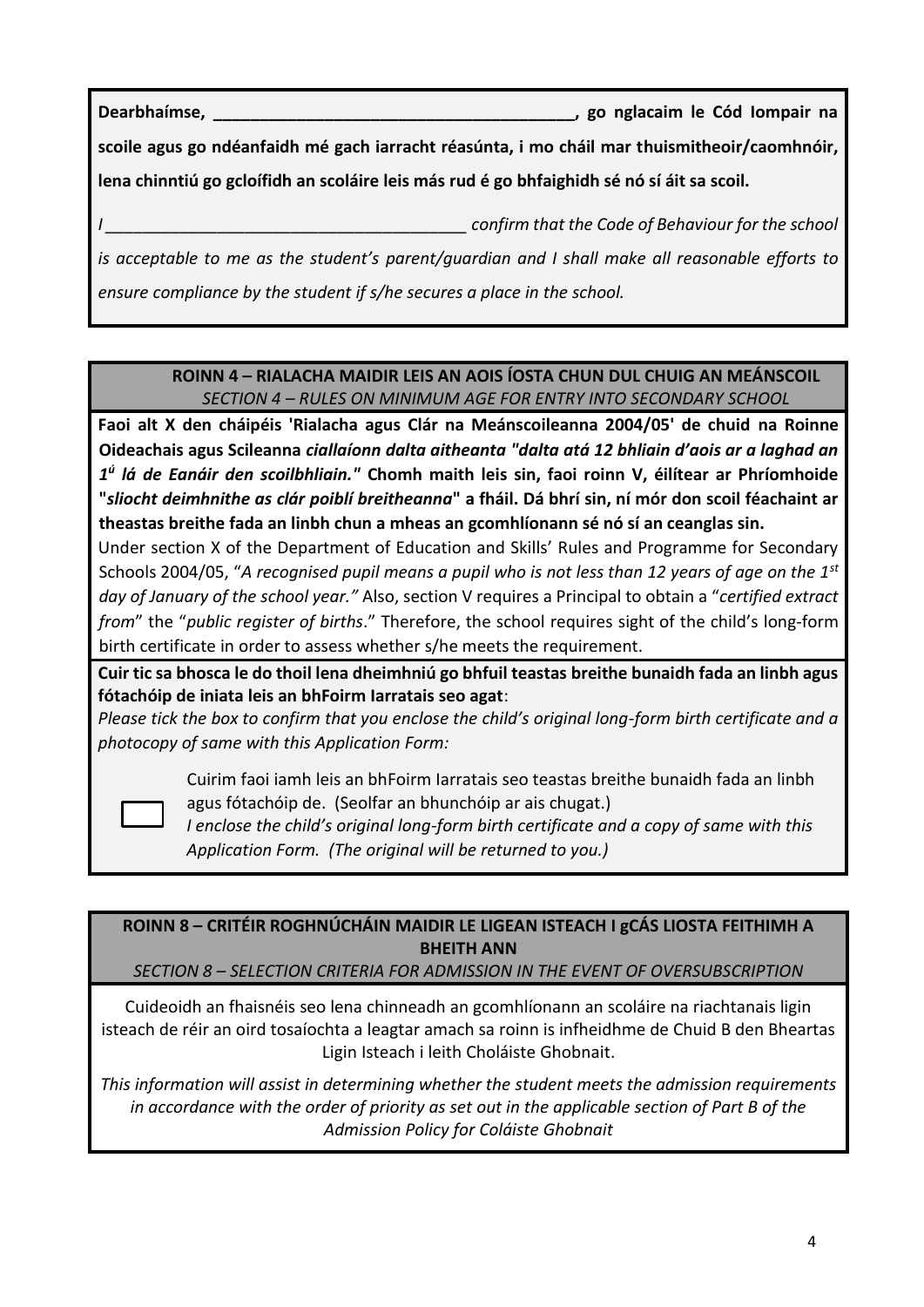**Dearbhaímse, \_\_\_\_\_\_\_\_\_\_\_\_\_\_\_\_\_\_\_\_\_\_\_\_\_\_\_\_\_\_\_\_\_\_\_\_\_\_\_\_, go nglacaim le Cód Iompair na scoile agus go ndéanfaidh mé gach iarracht réasúnta, i mo cháil mar thuismitheoir/caomhnóir, lena chinntiú go gcloífidh an scoláire leis más rud é go bhfaighidh sé nó sí áit sa scoil.**

*I \_\_\_\_\_\_\_\_\_\_\_\_\_\_\_\_\_\_\_\_\_\_\_\_\_\_\_\_\_\_\_\_\_\_\_\_\_\_\_\_ confirm that the Code of Behaviour for the school is acceptable to me as the student's parent/guardian and I shall make all reasonable efforts to ensure compliance by the student if s/he secures a place in the school.*

## ROINN 4 – RIALACHA MAIDIR LEIS AN AOIS ÍOSTA CHUN DUL CHUIG AN MEÁNSCOIL

*SECTION 4 – RULES ON MINIMUM AGE FOR ENTRY INTO SECONDARY SCHOOL*

**Faoi alt X den cháipéis 'Rialacha agus Clár na Meánscoileanna 2004/05' de chuid na Roinne Oideachais agus Scileanna *ciallaíonn dalta aitheanta "dalta atá 12 bhliain d'aois ar a laghad an 1ú lá de Eanáir den scoilbhliain."* Chomh maith leis sin, faoi roinn V, éilítear ar Phríomhoide "*sliocht deimhnithe as clár poiblí breitheanna*" a fháil. Dá bhrí sin, ní mór don scoil féachaint ar theastas breithe fada an linbh chun a mheas an gcomhlíonann sé nó sí an ceanglas sin.**

Under section X of the Department of Education and Skills' Rules and Programme for Secondary Schools 2004/05, "*A recognised pupil means a pupil who is not less than 12 years of age on the 1st day of January of the school year.*" Also, section V requires a Principal to obtain a "*certified extract from*" the "*public register of births*." Therefore, the school requires sight of the child's long-form birth certificate in order to assess whether s/he meets the requirement.

**Cuir tic sa bhosca le do thoil lena dheimhniú go bhfuil teastas breithe bunaidh fada an linbh agus fótachóip de iniata leis an bhFoirm Iarratais seo agat**:

*Please tick the box to confirm that you enclose the child's original long-form birth certificate and a photocopy of same with this Application Form:*

☐ Cuirim faoi iamh leis an bhFoirm Iarratais seo teastas breithe bunaidh fada an linbh agus fótachóip de. (Seolfar an bhunchóip ar ais chugat.)
*I enclose the child's original long-form birth certificate and a copy of same with this Application Form. (The original will be returned to you.)*

## ROINN 8 – CRITÉIR ROGHNÚCHÁIN MAIDIR LE LIGEAN ISTEACH I gCÁS LIOSTA FEITHIMH A BHEITH ANN

*SECTION 8 – SELECTION CRITERIA FOR ADMISSION IN THE EVENT OF OVERSUBSCRIPTION*

Cuideoidh an fhaisnéis seo lena chinneadh an gcomhlíonann an scoláire na riachtanais ligin isteach de réir an oird tosaíochta a leagtar amach sa roinn is infheidhme de Chuid B den Bheartas Ligin Isteach i leith Choláiste Ghobnait.

*This information will assist in determining whether the student meets the admission requirements in accordance with the order of priority as set out in the applicable section of Part B of the Admission Policy for Coláiste Ghobnait*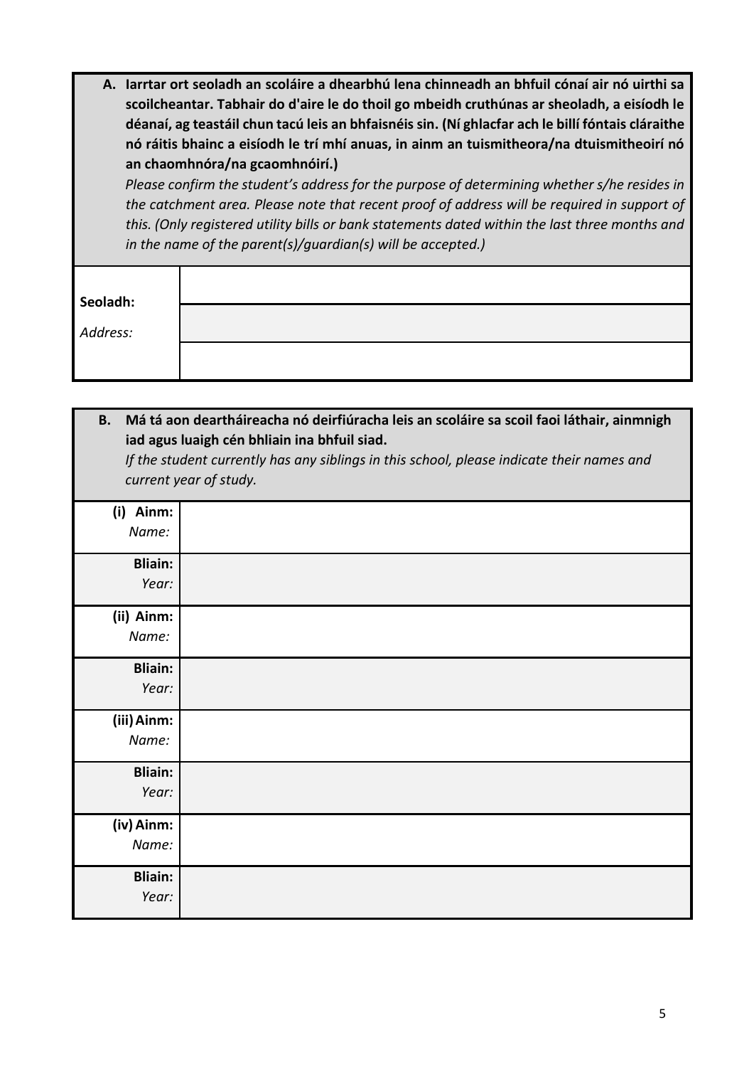**A. Iarrtar ort seoladh an scoláire a dhearbhú lena chinneadh an bhfuil cónaí air nó uirthi sa scoilcheantar. Tabhair do d'aire le do thoil go mbeidh cruthúnas ar sheoladh, a eisíodh le déanaí, ag teastáil chun tacú leis an bhfaisnéis sin. (Ní ghlacfar ach le billí fóntais cláraithe nó ráitis bhainc a eisíodh le trí mhí anuas, in ainm an tuismitheora/na dtuismitheoirí nó an chaomhnóra/na gcaomhnóirí.)**

*Please confirm the student's address for the purpose of determining whether s/he resides in the catchment area. Please note that recent proof of address will be required in support of this. (Only registered utility bills or bank statements dated within the last three months and in the name of the parent(s)/guardian(s) will be accepted.)*

| | |
|---|---|
| **Seoladh:** *Address:* | |
| | |
| | |

**B. Má tá aon deartháireacha nó deirfiúracha leis an scoláire sa scoil faoi láthair, ainmnigh iad agus luaigh cén bhliain ina bhfuil siad.**

*If the student currently has any siblings in this school, please indicate their names and current year of study.*

| | |
|---|---|
| **(i) Ainm:** *Name:* | |
| **Bliain:** *Year:* | |
| **(ii) Ainm:** *Name:* | |
| **Bliain:** *Year:* | |
| **(iii) Ainm:** *Name:* | |
| **Bliain:** *Year:* | |
| **(iv) Ainm:** *Name:* | |
| **Bliain:** *Year:* | |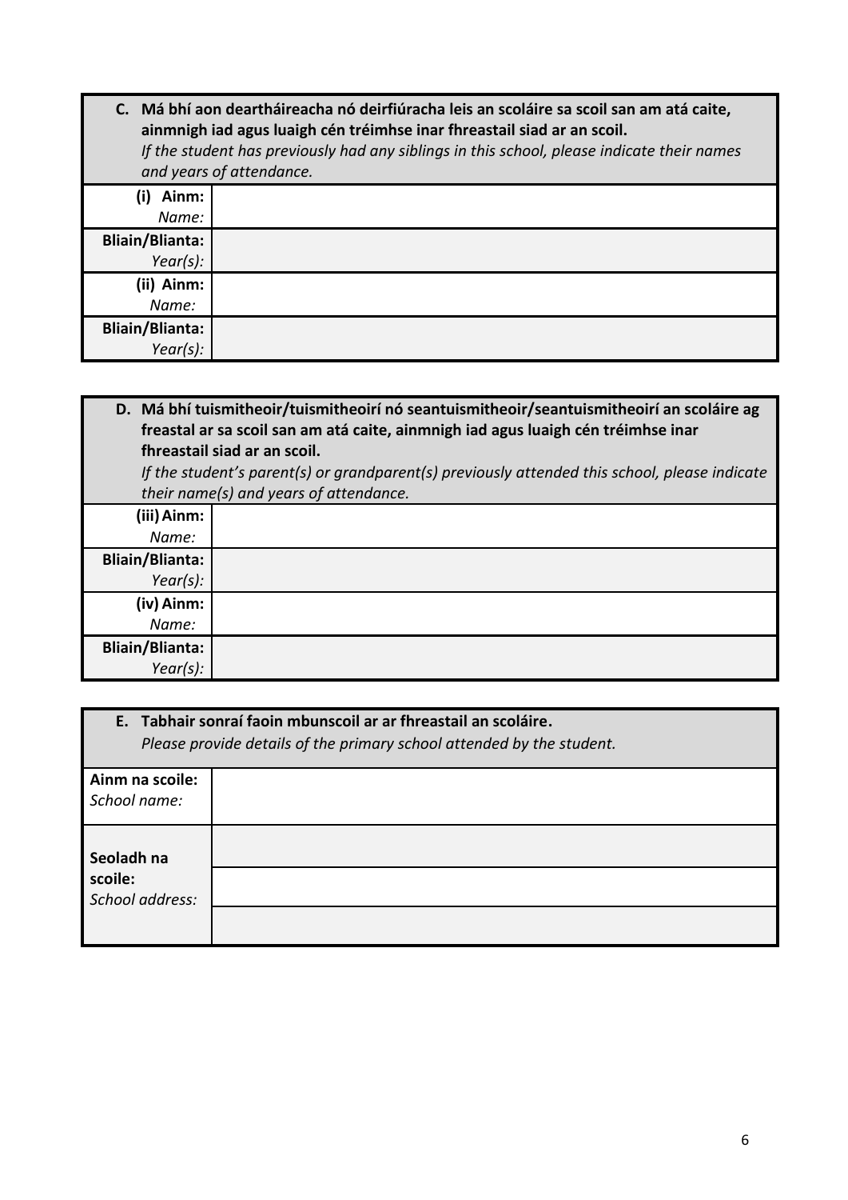| **C. Má bhí aon deartháireacha nó deirfiúracha leis an scoláire sa scoil san am atá caite, ainmnigh iad agus luaigh cén tréimhse inar fhreastail siad ar an scoil.** *If the student has previously had any siblings in this school, please indicate their names and years of attendance.* | |
|---|---|
| **(i) Ainm:** *Name:* | |
| **Bliain/Blianta:** *Year(s):* | |
| **(ii) Ainm:** *Name:* | |
| **Bliain/Blianta:** *Year(s):* | |

| **D. Má bhí tuismitheoir/tuismitheoirí nó seantuismitheoir/seantuismitheoirí an scoláire ag freastal ar sa scoil san am atá caite, ainmnigh iad agus luaigh cén tréimhse inar fhreastail siad ar an scoil.** *If the student's parent(s) or grandparent(s) previously attended this school, please indicate their name(s) and years of attendance.* | |
|---|---|
| **(iii) Ainm:** *Name:* | |
| **Bliain/Blianta:** *Year(s):* | |
| **(iv) Ainm:** *Name:* | |
| **Bliain/Blianta:** *Year(s):* | |

| **E. Tabhair sonraí faoin mbunscoil ar ar fhreastail an scoláire.** *Please provide details of the primary school attended by the student.* | |
|---|---|
| **Ainm na scoile:** *School name:* | |
| **Seoladh na scoile:** *School address:* | |
| | |
| | |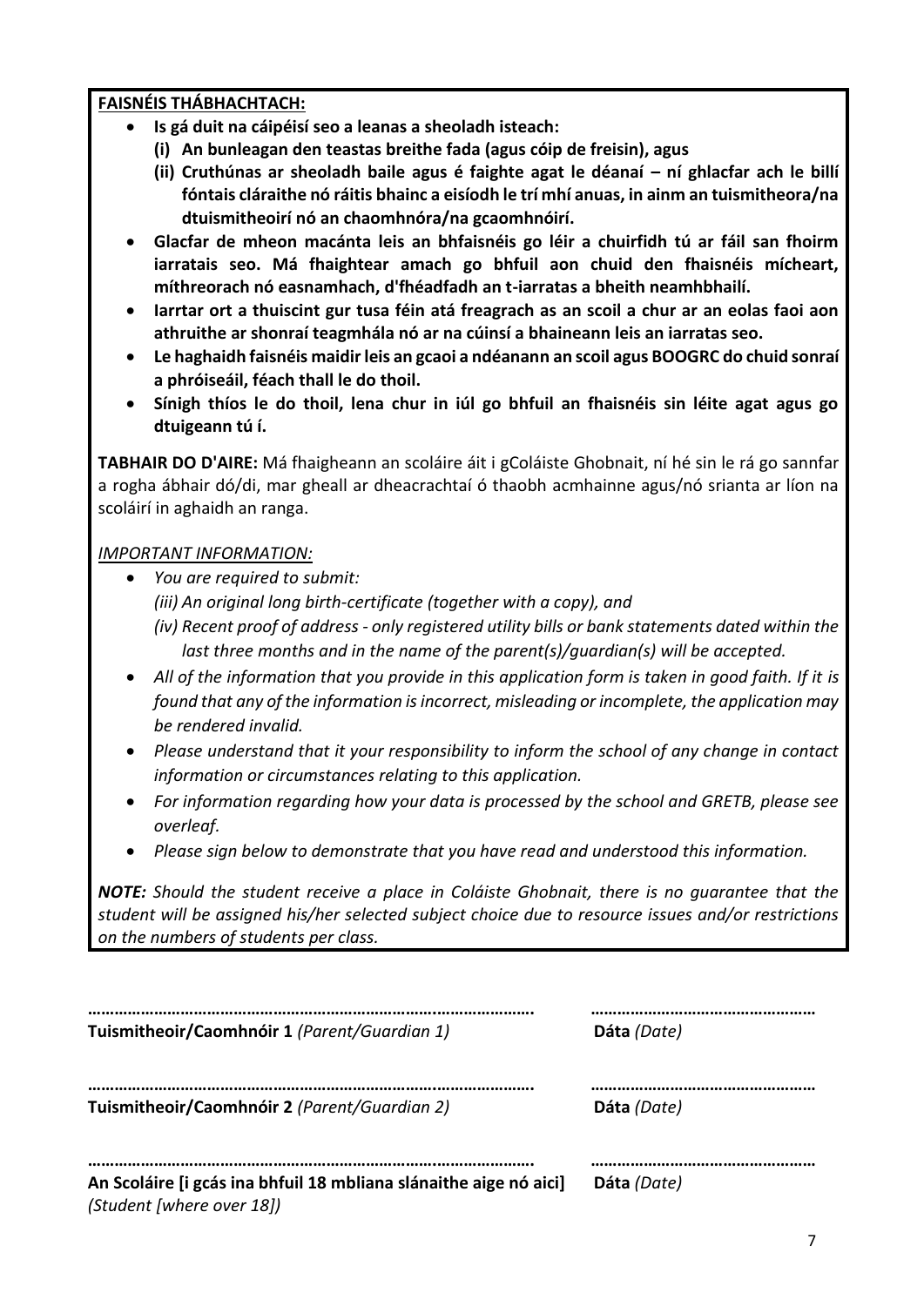**FAISNÉIS THÁBHACHTACH:**

- **Is gá duit na cáipéisí seo a leanas a sheoladh isteach:**
  - **(i) An bunleagan den teastas breithe fada (agus cóip de freisin), agus**
  - **(ii) Cruthúnas ar sheoladh baile agus é faighte agat le déanaí – ní ghlacfar ach le billí fóntais cláraithe nó ráitis bhainc a eisíodh le trí mhí anuas, in ainm an tuismitheora/na dtuismitheoirí nó an chaomhnóra/na gcaomhnóirí.**
- **Glacfar de mheon macánta leis an bhfaisnéis go léir a chuirfidh tú ar fáil san fhoirm iarratais seo. Má fhaightear amach go bhfuil aon chuid den fhaisnéis mícheart, míthreorach nó easnamhach, d'fhéadfadh an t-iarratas a bheith neamhbhailí.**
- **Iarrtar ort a thuiscint gur tusa féin atá freagrach as an scoil a chur ar an eolas faoi aon athruithe ar shonraí teagmhála nó ar na cúinsí a bhaineann leis an iarratas seo.**
- **Le haghaidh faisnéis maidir leis an gcaoi a ndéanann an scoil agus BOOGRC do chuid sonraí a phróiseáil, féach thall le do thoil.**
- **Sínigh thíos le do thoil, lena chur in iúl go bhfuil an fhaisnéis sin léite agat agus go dtuigeann tú í.**

**TABHAIR DO D'AIRE:** Má fhaigheann an scoláire áit i gColáiste Ghobnait, ní hé sin le rá go sannfar a rogha ábhair dó/di, mar gheall ar dheacrachtaí ó thaobh acmhainne agus/nó srianta ar líon na scoláirí in aghaidh an ranga.

*IMPORTANT INFORMATION:*

- *You are required to submit:*
  - *(iii) An original long birth-certificate (together with a copy), and*
  - *(iv) Recent proof of address - only registered utility bills or bank statements dated within the last three months and in the name of the parent(s)/guardian(s) will be accepted.*
- *All of the information that you provide in this application form is taken in good faith. If it is found that any of the information is incorrect, misleading or incomplete, the application may be rendered invalid.*
- *Please understand that it your responsibility to inform the school of any change in contact information or circumstances relating to this application.*
- *For information regarding how your data is processed by the school and GRETB, please see overleaf.*
- *Please sign below to demonstrate that you have read and understood this information.*

***NOTE:*** *Should the student receive a place in Coláiste Ghobnait, there is no guarantee that the student will be assigned his/her selected subject choice due to resource issues and/or restrictions on the numbers of students per class.*

……………………………………………………………………………………. ……………………………………………

**Tuismitheoir/Caomhnóir 1** *(Parent/Guardian 1)* **Dáta** *(Date)*

……………………………………………………………………………………. ……………………………………………

**Tuismitheoir/Caomhnóir 2** *(Parent/Guardian 2)* **Dáta** *(Date)*

……………………………………………………………………………………. ……………………………………………

**An Scoláire [i gcás ina bhfuil 18 mbliana slánaithe aige nó aici]** **Dáta** *(Date)*
*(Student [where over 18])*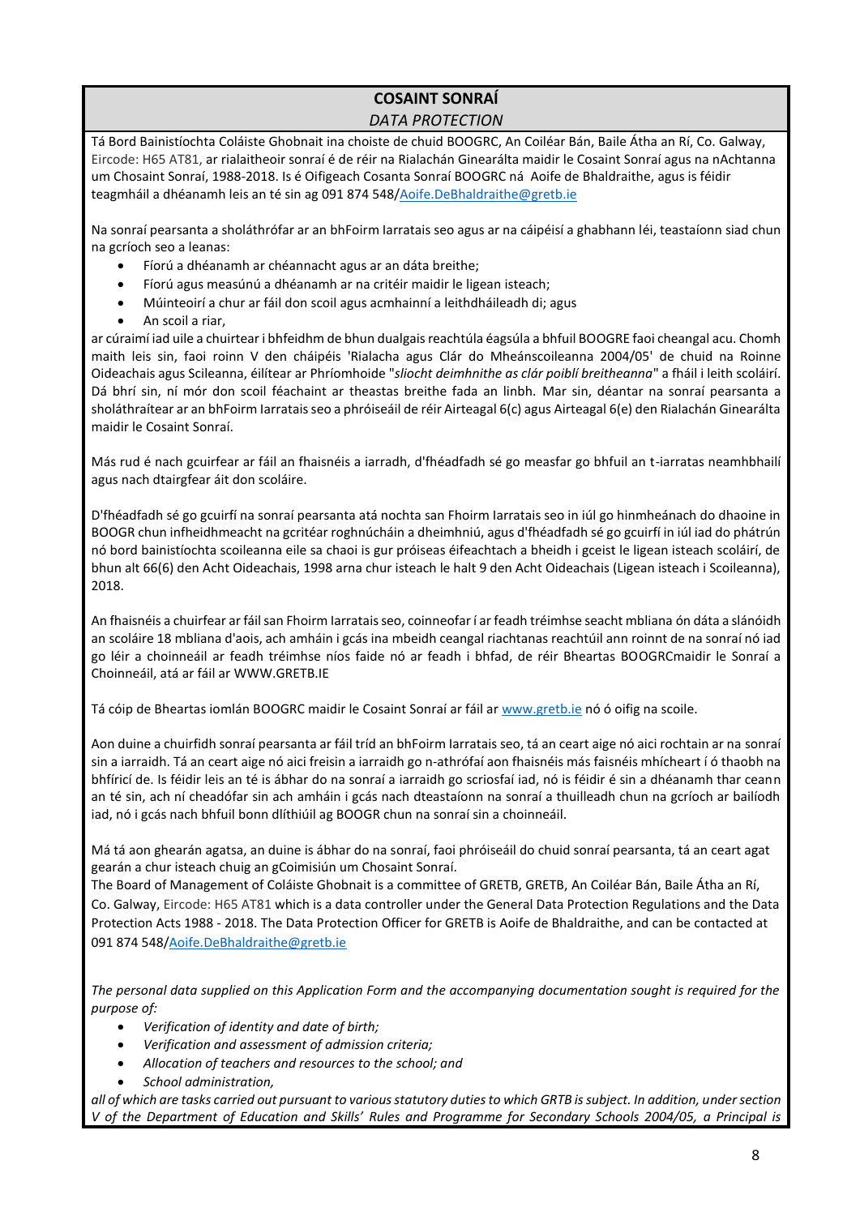## COSAINT SONRAÍ

*DATA PROTECTION*

Tá Bord Bainistíochta Coláiste Ghobnait ina choiste de chuid BOOGRC, An Coiléar Bán, Baile Átha an Rí, Co. Galway, Eircode: H65 AT81, ar rialaitheoir sonraí é de réir na Rialachán Ginearálta maidir le Cosaint Sonraí agus na nAchtanna um Chosaint Sonraí, 1988-2018. Is é Oifigeach Cosanta Sonraí BOOGRC ná Aoife de Bhaldraithe, agus is féidir teagmháil a dhéanamh leis an té sin ag 091 874 548/[Aoife.DeBhaldraithe@gretb.ie](mailto:Aoife.DeBhaldraithe@gretb.ie)

Na sonraí pearsanta a sholáthrófar ar an bhFoirm Iarratais seo agus ar na cáipéisí a ghabhann léi, teastaíonn siad chun na gcríoch seo a leanas:

- Fíorú a dhéanamh ar chéannacht agus ar an dáta breithe;
- Fíorú agus measúnú a dhéanamh ar na critéir maidir le ligean isteach;
- Múinteoirí a chur ar fáil don scoil agus acmhainní a leithdháileadh di; agus
- An scoil a riar,

ar cúraimí iad uile a chuirtear i bhfeidhm de bhun dualgais reachtúla éagsúla a bhfuil BOOGRE faoi cheangal acu. Chomh maith leis sin, faoi roinn V den cháipéis 'Rialacha agus Clár do Mheánscoileanna 2004/05' de chuid na Roinne Oideachais agus Scileanna, éilítear ar Phríomhoide "*sliocht deimhnithe as clár poiblí breitheanna*" a fháil i leith scoláirí. Dá bhrí sin, ní mór don scoil féachaint ar theastas breithe fada an linbh. Mar sin, déantar na sonraí pearsanta a sholáthraítear ar an bhFoirm Iarratais seo a phróiseáil de réir Airteagal 6(c) agus Airteagal 6(e) den Rialachán Ginearálta maidir le Cosaint Sonraí.

Más rud é nach gcuirfear ar fáil an fhaisnéis a iarradh, d'fhéadfadh sé go measfar go bhfuil an t-iarratas neamhbhailí agus nach dtairgfear áit don scoláire.

D'fhéadfadh sé go gcuirfí na sonraí pearsanta atá nochta san Fhoirm Iarratais seo in iúl go hinmheánach do dhaoine in BOOGR chun infheidhmeacht na gcritéar roghnúcháin a dheimhniú, agus d'fhéadfadh sé go gcuirfí in iúl iad do phátrún nó bord bainistíochta scoileanna eile sa chaoi is gur próiseas éifeachtach a bheidh i gceist le ligean isteach scoláirí, de bhun alt 66(6) den Acht Oideachais, 1998 arna chur isteach le halt 9 den Acht Oideachais (Ligean isteach i Scoileanna), 2018.

An fhaisnéis a chuirfear ar fáil san Fhoirm Iarratais seo, coinneofar í ar feadh tréimhse seacht mbliana ón dáta a slánóidh an scoláire 18 mbliana d'aois, ach amháin i gcás ina mbeidh ceangal riachtanas reachtúil ann roinnt de na sonraí nó iad go léir a choinneáil ar feadh tréimhse níos faide nó ar feadh i bhfad, de réir Bheartas BOOGRCmaidir le Sonraí a Choinneáil, atá ar fáil ar WWW.GRETB.IE

Tá cóip de Bheartas iomlán BOOGRC maidir le Cosaint Sonraí ar fáil ar [www.gretb.ie](http://www.gretb.ie) nó ó oifig na scoile.

Aon duine a chuirfidh sonraí pearsanta ar fáil tríd an bhFoirm Iarratais seo, tá an ceart aige nó aici rochtain ar na sonraí sin a iarraidh. Tá an ceart aige nó aici freisin a iarraidh go n-athrófaí aon fhaisnéis más faisnéis mhícheart í ó thaobh na bhfíricí de. Is féidir leis an té is ábhar do na sonraí a iarraidh go scriosfaí iad, nó is féidir é sin a dhéanamh thar ceann an té sin, ach ní cheadófar sin ach amháin i gcás nach dteastaíonn na sonraí a thuilleadh chun na gcríoch ar bailíodh iad, nó i gcás nach bhfuil bonn dlíthiúil ag BOOGR chun na sonraí sin a choinneáil.

Má tá aon ghearán agatsa, an duine is ábhar do na sonraí, faoi phróiseáil do chuid sonraí pearsanta, tá an ceart agat gearán a chur isteach chuig an gCoimisiún um Chosaint Sonraí.

The Board of Management of Coláiste Ghobnait is a committee of GRETB, GRETB, An Coiléar Bán, Baile Átha an Rí, Co. Galway, Eircode: H65 AT81 which is a data controller under the General Data Protection Regulations and the Data Protection Acts 1988 - 2018. The Data Protection Officer for GRETB is Aoife de Bhaldraithe, and can be contacted at 091 874 548/[Aoife.DeBhaldraithe@gretb.ie](mailto:Aoife.DeBhaldraithe@gretb.ie)

*The personal data supplied on this Application Form and the accompanying documentation sought is required for the purpose of:*

- *Verification of identity and date of birth;*
- *Verification and assessment of admission criteria;*
- *Allocation of teachers and resources to the school; and*
- *School administration,*

*all of which are tasks carried out pursuant to various statutory duties to which GRTB is subject. In addition, under section V of the Department of Education and Skills' Rules and Programme for Secondary Schools 2004/05, a Principal is*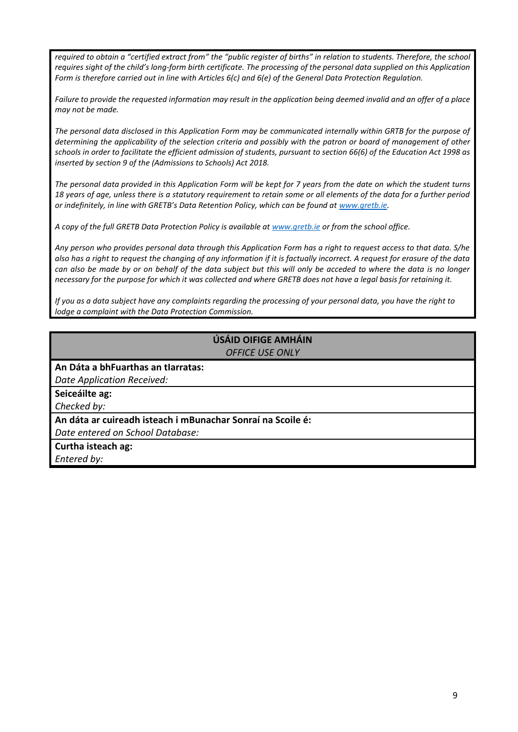*required to obtain a "certified extract from" the "public register of births" in relation to students. Therefore, the school requires sight of the child's long-form birth certificate. The processing of the personal data supplied on this Application Form is therefore carried out in line with Articles 6(c) and 6(e) of the General Data Protection Regulation.*

*Failure to provide the requested information may result in the application being deemed invalid and an offer of a place may not be made.*

*The personal data disclosed in this Application Form may be communicated internally within GRTB for the purpose of determining the applicability of the selection criteria and possibly with the patron or board of management of other schools in order to facilitate the efficient admission of students, pursuant to section 66(6) of the Education Act 1998 as inserted by section 9 of the (Admissions to Schools) Act 2018.*

*The personal data provided in this Application Form will be kept for 7 years from the date on which the student turns 18 years of age, unless there is a statutory requirement to retain some or all elements of the data for a further period or indefinitely, in line with GRETB's Data Retention Policy, which can be found at [www.gretb.ie](www.gretb.ie).*

*A copy of the full GRETB Data Protection Policy is available at [www.gretb.ie](www.gretb.ie) or from the school office.*

*Any person who provides personal data through this Application Form has a right to request access to that data. S/he also has a right to request the changing of any information if it is factually incorrect. A request for erasure of the data can also be made by or on behalf of the data subject but this will only be acceded to where the data is no longer necessary for the purpose for which it was collected and where GRETB does not have a legal basis for retaining it.*

*If you as a data subject have any complaints regarding the processing of your personal data, you have the right to lodge a complaint with the Data Protection Commission.*

| ÚSÁID OIFIGE AMHÁIN *OFFICE USE ONLY* |
|---|
| **An Dáta a bhFuarthas an tIarratas:** *Date Application Received:* |
| **Seiceáilte ag:** *Checked by:* |
| **An dáta ar cuireadh isteach i mBunachar Sonraí na Scoile é:** *Date entered on School Database:* |
| **Curtha isteach ag:** *Entered by:* |